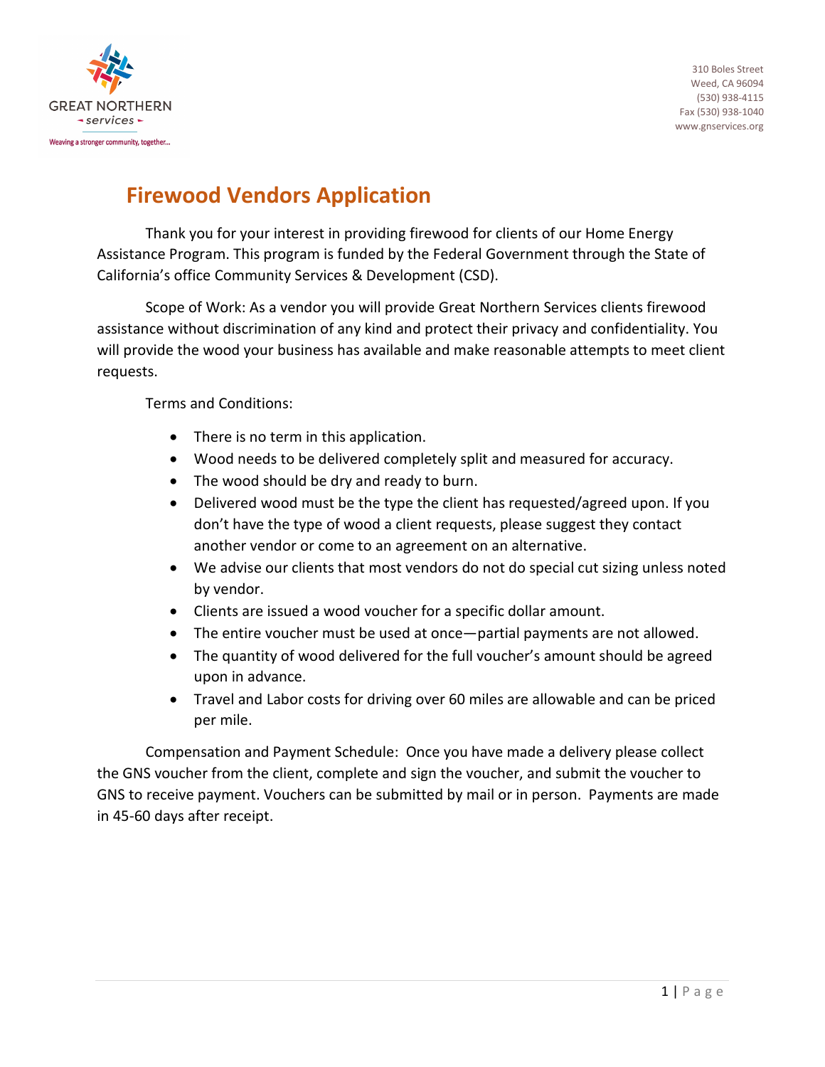GREAT NORTHERN services

Weaving a stronger community, together...

310 Boles Street
Weed, CA 96094
(530) 938-4115
Fax (530) 938-1040
www.gnservices.org

# Firewood Vendors Application

Thank you for your interest in providing firewood for clients of our Home Energy Assistance Program. This program is funded by the Federal Government through the State of California's office Community Services & Development (CSD).

Scope of Work: As a vendor you will provide Great Northern Services clients firewood assistance without discrimination of any kind and protect their privacy and confidentiality. You will provide the wood your business has available and make reasonable attempts to meet client requests.

Terms and Conditions:

- There is no term in this application.
- Wood needs to be delivered completely split and measured for accuracy.
- The wood should be dry and ready to burn.
- Delivered wood must be the type the client has requested/agreed upon. If you don't have the type of wood a client requests, please suggest they contact another vendor or come to an agreement on an alternative.
- We advise our clients that most vendors do not do special cut sizing unless noted by vendor.
- Clients are issued a wood voucher for a specific dollar amount.
- The entire voucher must be used at once—partial payments are not allowed.
- The quantity of wood delivered for the full voucher's amount should be agreed upon in advance.
- Travel and Labor costs for driving over 60 miles are allowable and can be priced per mile.

Compensation and Payment Schedule: Once you have made a delivery please collect the GNS voucher from the client, complete and sign the voucher, and submit the voucher to GNS to receive payment. Vouchers can be submitted by mail or in person. Payments are made in 45-60 days after receipt.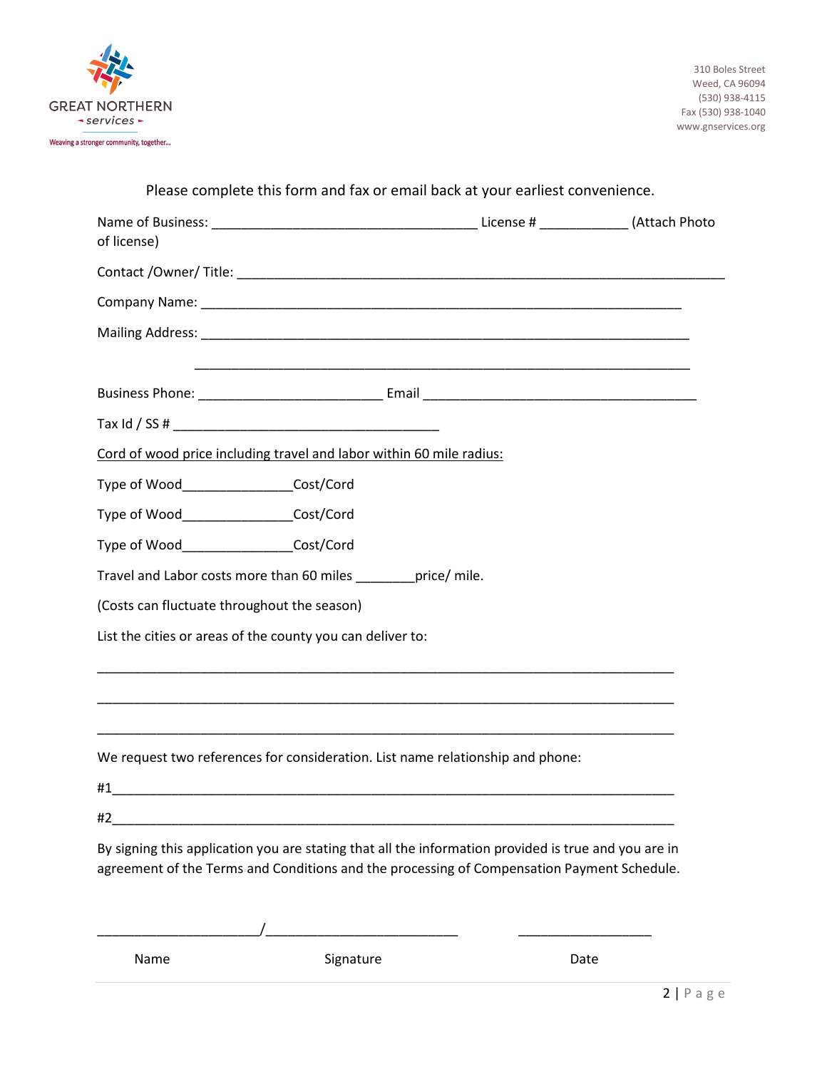GREAT NORTHERN services

Weaving a stronger community, together...

310 Boles Street
Weed, CA 96094
(530) 938-4115
Fax (530) 938-1040
www.gnservices.org

Please complete this form and fax or email back at your earliest convenience.

Name of Business: ____________________________________ License # ____________ (Attach Photo of license)

Contact /Owner/ Title: __________________________________________________________________

Company Name: __________________________________________________________________

Mailing Address: __________________________________________________________________

__________________________________________________________________

Business Phone: _________________________ Email _____________________________________

Tax Id / SS # ____________________________________

Cord of wood price including travel and labor within 60 mile radius:

Type of Wood_______________Cost/Cord

Type of Wood_______________Cost/Cord

Type of Wood_______________Cost/Cord

Travel and Labor costs more than 60 miles ________price/ mile.

(Costs can fluctuate throughout the season)

List the cities or areas of the county you can deliver to:

_____________________________________________________________________________

_____________________________________________________________________________

_____________________________________________________________________________

We request two references for consideration. List name relationship and phone:

#1___________________________________________________________________________

#2___________________________________________________________________________

By signing this application you are stating that all the information provided is true and you are in agreement of the Terms and Conditions and the processing of Compensation Payment Schedule.

______________________/__________________________ __________________

Name Signature Date